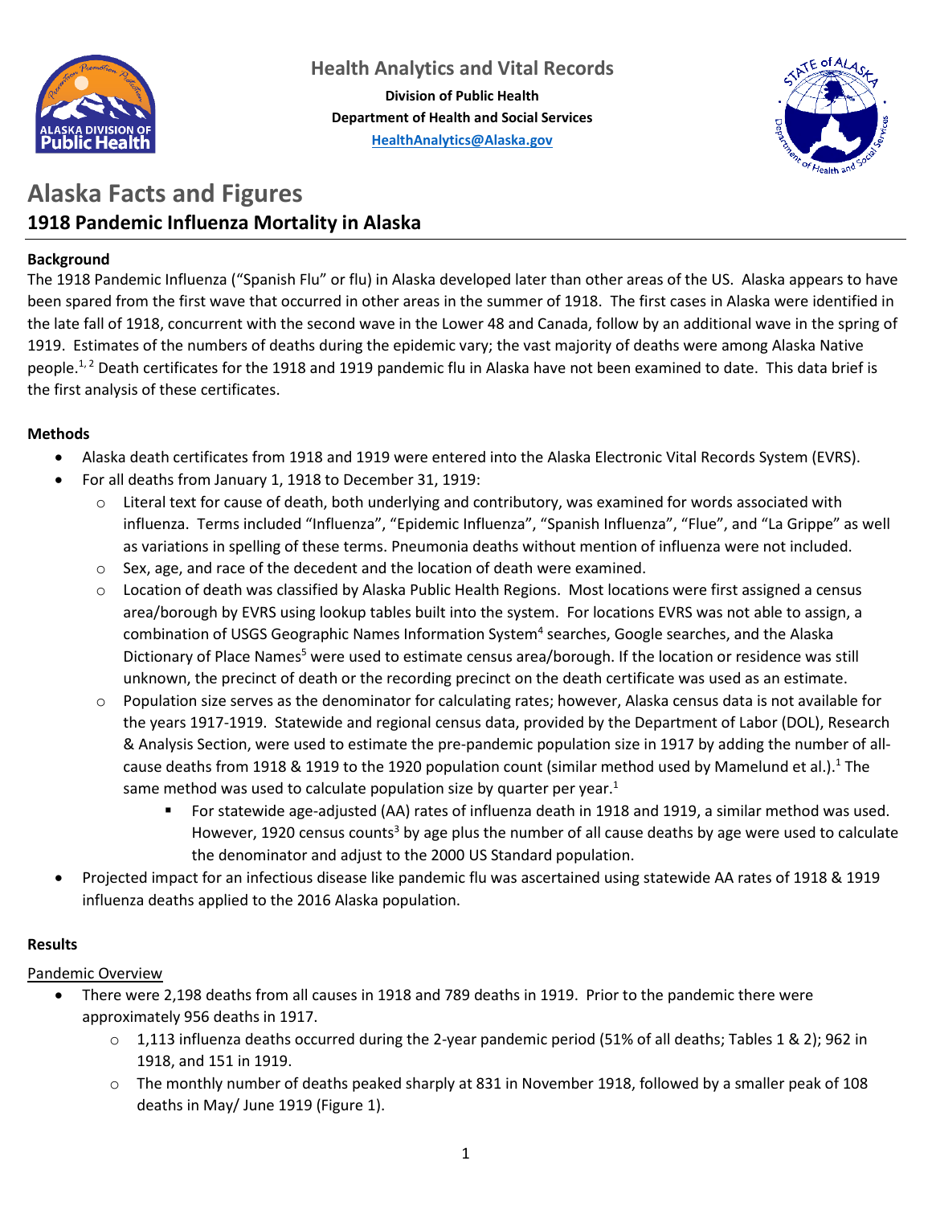Health Analytics and Vital Records

**Division of Public Health**
**Department of Health and Social Services**
**HealthAnalytics@Alaska.gov**

# Alaska Facts and Figures

## 1918 Pandemic Influenza Mortality in Alaska

### Background

The 1918 Pandemic Influenza ("Spanish Flu" or flu) in Alaska developed later than other areas of the US. Alaska appears to have been spared from the first wave that occurred in other areas in the summer of 1918. The first cases in Alaska were identified in the late fall of 1918, concurrent with the second wave in the Lower 48 and Canada, follow by an additional wave in the spring of 1919. Estimates of the numbers of deaths during the epidemic vary; the vast majority of deaths were among Alaska Native people.[1, 2] Death certificates for the 1918 and 1919 pandemic flu in Alaska have not been examined to date. This data brief is the first analysis of these certificates.

### Methods

- Alaska death certificates from 1918 and 1919 were entered into the Alaska Electronic Vital Records System (EVRS).
- For all deaths from January 1, 1918 to December 31, 1919:
  - Literal text for cause of death, both underlying and contributory, was examined for words associated with influenza. Terms included "Influenza", "Epidemic Influenza", "Spanish Influenza", "Flue", and "La Grippe" as well as variations in spelling of these terms. Pneumonia deaths without mention of influenza were not included.
  - Sex, age, and race of the decedent and the location of death were examined.
  - Location of death was classified by Alaska Public Health Regions. Most locations were first assigned a census area/borough by EVRS using lookup tables built into the system. For locations EVRS was not able to assign, a combination of USGS Geographic Names Information System[4] searches, Google searches, and the Alaska Dictionary of Place Names[5] were used to estimate census area/borough. If the location or residence was still unknown, the precinct of death or the recording precinct on the death certificate was used as an estimate.
  - Population size serves as the denominator for calculating rates; however, Alaska census data is not available for the years 1917-1919. Statewide and regional census data, provided by the Department of Labor (DOL), Research & Analysis Section, were used to estimate the pre-pandemic population size in 1917 by adding the number of all-cause deaths from 1918 & 1919 to the 1920 population count (similar method used by Mamelund et al.).[1] The same method was used to calculate population size by quarter per year.[1]
    - For statewide age-adjusted (AA) rates of influenza death in 1918 and 1919, a similar method was used. However, 1920 census counts[3] by age plus the number of all cause deaths by age were used to calculate the denominator and adjust to the 2000 US Standard population.
- Projected impact for an infectious disease like pandemic flu was ascertained using statewide AA rates of 1918 & 1919 influenza deaths applied to the 2016 Alaska population.

### Results

Pandemic Overview

- There were 2,198 deaths from all causes in 1918 and 789 deaths in 1919. Prior to the pandemic there were approximately 956 deaths in 1917.
  - 1,113 influenza deaths occurred during the 2-year pandemic period (51% of all deaths; Tables 1 & 2); 962 in 1918, and 151 in 1919.
  - The monthly number of deaths peaked sharply at 831 in November 1918, followed by a smaller peak of 108 deaths in May/ June 1919 (Figure 1).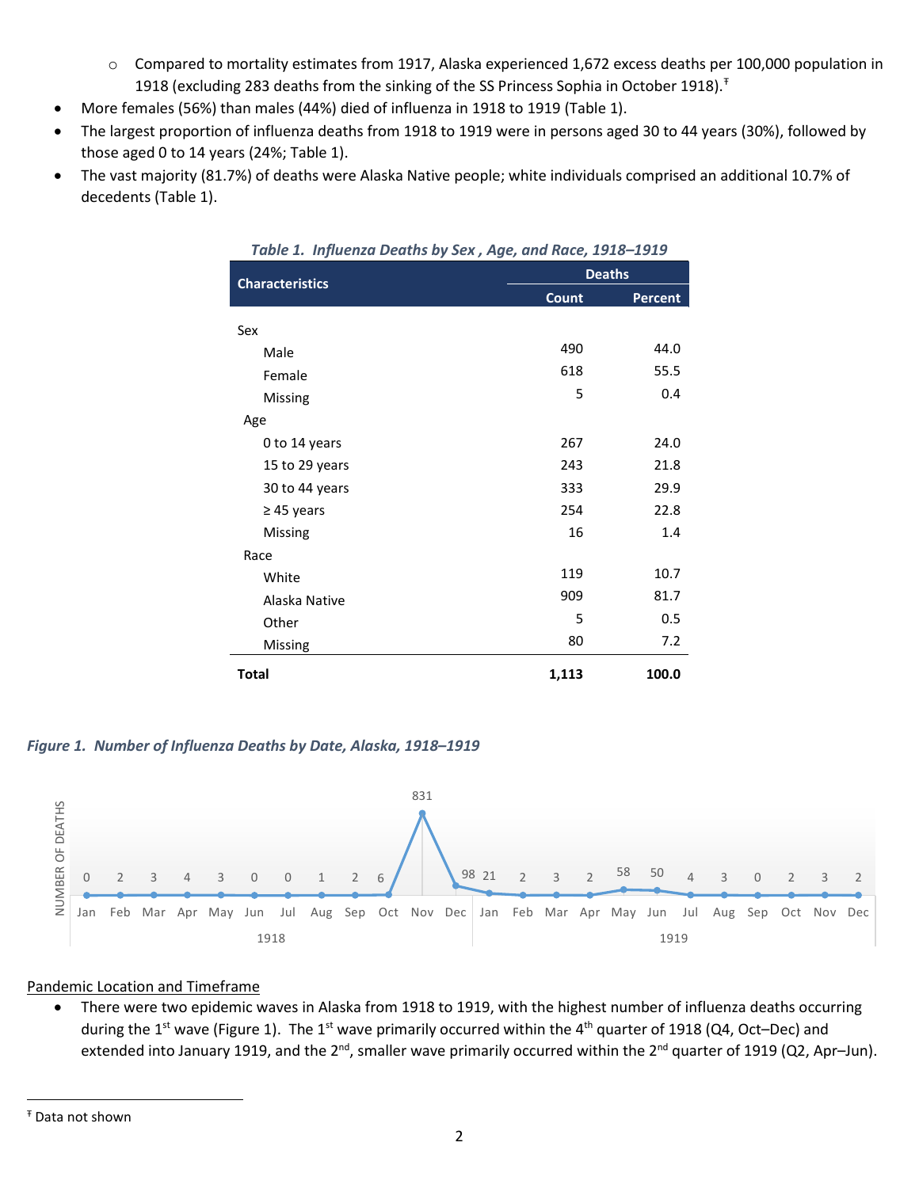- Compared to mortality estimates from 1917, Alaska experienced 1,672 excess deaths per 100,000 population in 1918 (excluding 283 deaths from the sinking of the SS Princess Sophia in October 1918).[ŧ]

- More females (56%) than males (44%) died of influenza in 1918 to 1919 (Table 1).
- The largest proportion of influenza deaths from 1918 to 1919 were in persons aged 30 to 44 years (30%), followed by those aged 0 to 14 years (24%; Table 1).
- The vast majority (81.7%) of deaths were Alaska Native people; white individuals comprised an additional 10.7% of decedents (Table 1).

*Table 1. Influenza Deaths by Sex , Age, and Race, 1918–1919*

| Characteristics | Deaths | |
|---|---|---|
| | Count | Percent |
| Sex | | |
| Male | 490 | 44.0 |
| Female | 618 | 55.5 |
| Missing | 5 | 0.4 |
| Age | | |
| 0 to 14 years | 267 | 24.0 |
| 15 to 29 years | 243 | 21.8 |
| 30 to 44 years | 333 | 29.9 |
| ≥ 45 years | 254 | 22.8 |
| Missing | 16 | 1.4 |
| Race | | |
| White | 119 | 10.7 |
| Alaska Native | 909 | 81.7 |
| Other | 5 | 0.5 |
| Missing | 80 | 7.2 |
| **Total** | **1,113** | **100.0** |

*Figure 1. Number of Influenza Deaths by Date, Alaska, 1918–1919*

| Year | Jan | Feb | Mar | Apr | May | Jun | Jul | Aug | Sep | Oct | Nov | Dec |
|---|---|---|---|---|---|---|---|---|---|---|---|---|
| 1918 | 0 | 2 | 3 | 4 | 3 | 0 | 0 | 1 | 2 | 6 | 831 | 98 |
| 1919 | 21 | 2 | 3 | 2 | 58 | 50 | 4 | 3 | 0 | 2 | 3 | 2 |

<u>Pandemic Location and Timeframe</u>

- There were two epidemic waves in Alaska from 1918 to 1919, with the highest number of influenza deaths occurring during the 1st wave (Figure 1). The 1st wave primarily occurred within the 4th quarter of 1918 (Q4, Oct–Dec) and extended into January 1919, and the 2nd, smaller wave primarily occurred within the 2nd quarter of 1919 (Q2, Apr–Jun).

ŧ Data not shown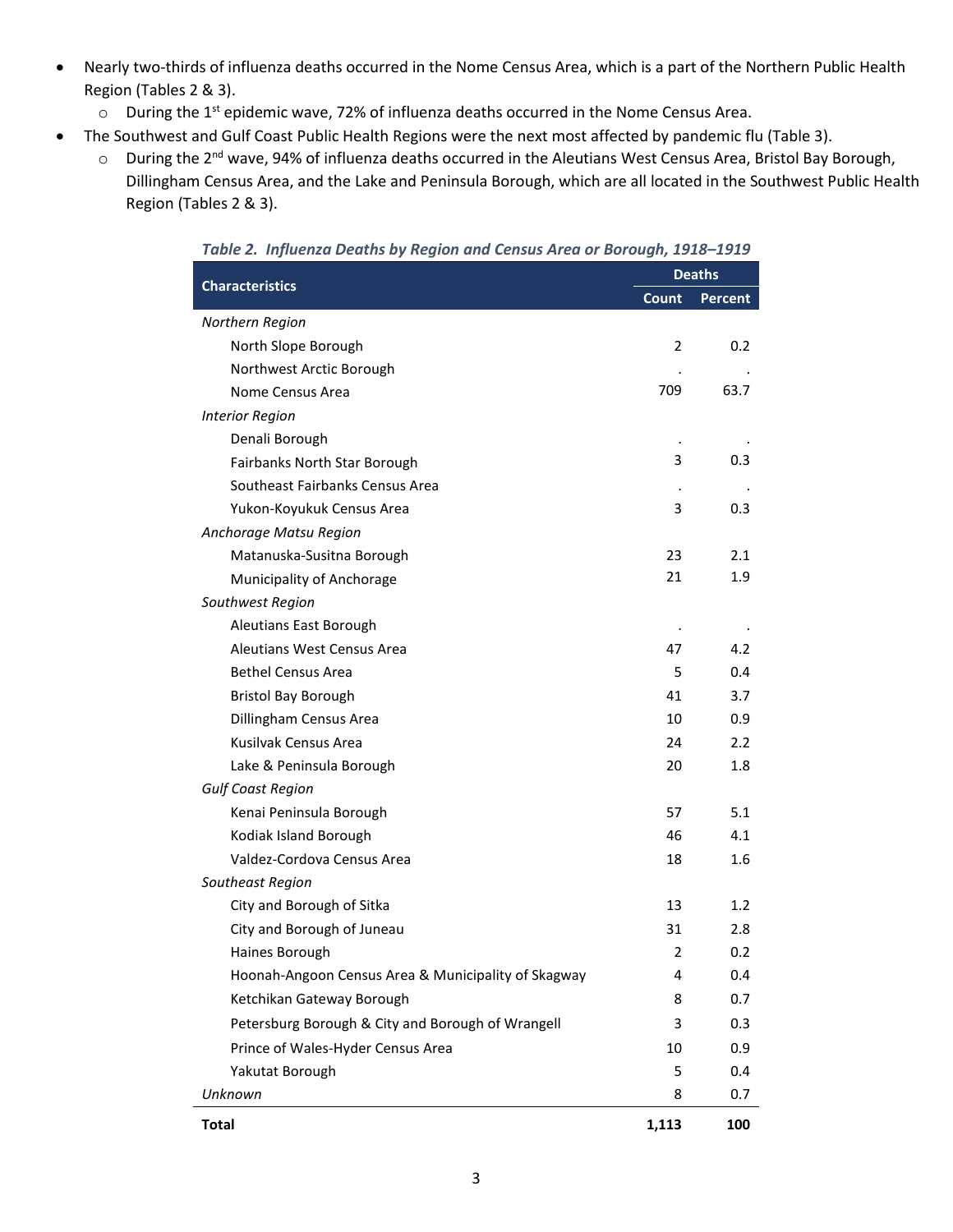- Nearly two-thirds of influenza deaths occurred in the Nome Census Area, which is a part of the Northern Public Health Region (Tables 2 & 3).
  - During the 1st epidemic wave, 72% of influenza deaths occurred in the Nome Census Area.
- The Southwest and Gulf Coast Public Health Regions were the next most affected by pandemic flu (Table 3).
  - During the 2nd wave, 94% of influenza deaths occurred in the Aleutians West Census Area, Bristol Bay Borough, Dillingham Census Area, and the Lake and Peninsula Borough, which are all located in the Southwest Public Health Region (Tables 2 & 3).

*Table 2. Influenza Deaths by Region and Census Area or Borough, 1918–1919*

| Characteristics | Deaths | |
|---|---|---|
| | Count | Percent |
| *Northern Region* | | |
| North Slope Borough | 2 | 0.2 |
| Northwest Arctic Borough | . | . |
| Nome Census Area | 709 | 63.7 |
| *Interior Region* | | |
| Denali Borough | . | . |
| Fairbanks North Star Borough | 3 | 0.3 |
| Southeast Fairbanks Census Area | . | . |
| Yukon-Koyukuk Census Area | 3 | 0.3 |
| *Anchorage Matsu Region* | | |
| Matanuska-Susitna Borough | 23 | 2.1 |
| Municipality of Anchorage | 21 | 1.9 |
| *Southwest Region* | | |
| Aleutians East Borough | . | . |
| Aleutians West Census Area | 47 | 4.2 |
| Bethel Census Area | 5 | 0.4 |
| Bristol Bay Borough | 41 | 3.7 |
| Dillingham Census Area | 10 | 0.9 |
| Kusilvak Census Area | 24 | 2.2 |
| Lake & Peninsula Borough | 20 | 1.8 |
| *Gulf Coast Region* | | |
| Kenai Peninsula Borough | 57 | 5.1 |
| Kodiak Island Borough | 46 | 4.1 |
| Valdez-Cordova Census Area | 18 | 1.6 |
| *Southeast Region* | | |
| City and Borough of Sitka | 13 | 1.2 |
| City and Borough of Juneau | 31 | 2.8 |
| Haines Borough | 2 | 0.2 |
| Hoonah-Angoon Census Area & Municipality of Skagway | 4 | 0.4 |
| Ketchikan Gateway Borough | 8 | 0.7 |
| Petersburg Borough & City and Borough of Wrangell | 3 | 0.3 |
| Prince of Wales-Hyder Census Area | 10 | 0.9 |
| Yakutat Borough | 5 | 0.4 |
| *Unknown* | 8 | 0.7 |
| **Total** | **1,113** | **100** |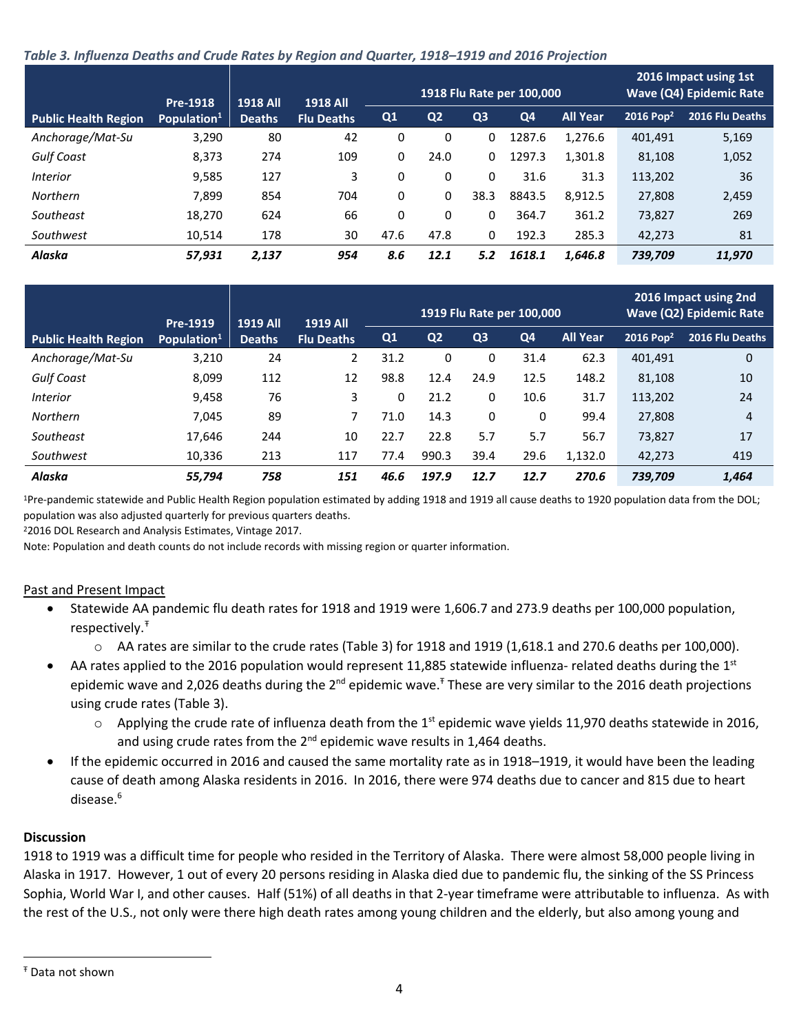*Table 3. Influenza Deaths and Crude Rates by Region and Quarter, 1918–1919 and 2016 Projection*

| Public Health Region | Pre-1918 Population[1] | 1918 All Deaths | 1918 All Flu Deaths | 1918 Flu Rate per 100,000 | | | | | 2016 Impact using 1st Wave (Q4) Epidemic Rate | |
|---|---|---|---|---|---|---|---|---|---|---|
| | | | | Q1 | Q2 | Q3 | Q4 | All Year | 2016 Pop[2] | 2016 Flu Deaths |
| *Anchorage/Mat-Su* | 3,290 | 80 | 42 | 0 | 0 | 0 | 1287.6 | 1,276.6 | 401,491 | 5,169 |
| *Gulf Coast* | 8,373 | 274 | 109 | 0 | 24.0 | 0 | 1297.3 | 1,301.8 | 81,108 | 1,052 |
| *Interior* | 9,585 | 127 | 3 | 0 | 0 | 0 | 31.6 | 31.3 | 113,202 | 36 |
| *Northern* | 7,899 | 854 | 704 | 0 | 0 | 38.3 | 8843.5 | 8,912.5 | 27,808 | 2,459 |
| *Southeast* | 18,270 | 624 | 66 | 0 | 0 | 0 | 364.7 | 361.2 | 73,827 | 269 |
| *Southwest* | 10,514 | 178 | 30 | 47.6 | 47.8 | 0 | 192.3 | 285.3 | 42,273 | 81 |
| ***Alaska*** | ***57,931*** | ***2,137*** | ***954*** | ***8.6*** | ***12.1*** | ***5.2*** | ***1618.1*** | ***1,646.8*** | ***739,709*** | ***11,970*** |

| Public Health Region | Pre-1919 Population[1] | 1919 All Deaths | 1919 All Flu Deaths | 1919 Flu Rate per 100,000 | | | | | 2016 Impact using 2nd Wave (Q2) Epidemic Rate | |
|---|---|---|---|---|---|---|---|---|---|---|
| | | | | Q1 | Q2 | Q3 | Q4 | All Year | 2016 Pop[2] | 2016 Flu Deaths |
| *Anchorage/Mat-Su* | 3,210 | 24 | 2 | 31.2 | 0 | 0 | 31.4 | 62.3 | 401,491 | 0 |
| *Gulf Coast* | 8,099 | 112 | 12 | 98.8 | 12.4 | 24.9 | 12.5 | 148.2 | 81,108 | 10 |
| *Interior* | 9,458 | 76 | 3 | 0 | 21.2 | 0 | 10.6 | 31.7 | 113,202 | 24 |
| *Northern* | 7,045 | 89 | 7 | 71.0 | 14.3 | 0 | 0 | 99.4 | 27,808 | 4 |
| *Southeast* | 17,646 | 244 | 10 | 22.7 | 22.8 | 5.7 | 5.7 | 56.7 | 73,827 | 17 |
| *Southwest* | 10,336 | 213 | 117 | 77.4 | 990.3 | 39.4 | 29.6 | 1,132.0 | 42,273 | 419 |
| ***Alaska*** | ***55,794*** | ***758*** | ***151*** | ***46.6*** | ***197.9*** | ***12.7*** | ***12.7*** | ***270.6*** | ***739,709*** | ***1,464*** |

[1]Pre-pandemic statewide and Public Health Region population estimated by adding 1918 and 1919 all cause deaths to 1920 population data from the DOL; population was also adjusted quarterly for previous quarters deaths.
[2]2016 DOL Research and Analysis Estimates, Vintage 2017.
Note: Population and death counts do not include records with missing region or quarter information.

Past and Present Impact

- Statewide AA pandemic flu death rates for 1918 and 1919 were 1,606.7 and 273.9 deaths per 100,000 population, respectively.[ǂ]
  - AA rates are similar to the crude rates (Table 3) for 1918 and 1919 (1,618.1 and 270.6 deaths per 100,000).
- AA rates applied to the 2016 population would represent 11,885 statewide influenza- related deaths during the 1st epidemic wave and 2,026 deaths during the 2nd epidemic wave.[ǂ] These are very similar to the 2016 death projections using crude rates (Table 3).
  - Applying the crude rate of influenza death from the 1st epidemic wave yields 11,970 deaths statewide in 2016, and using crude rates from the 2nd epidemic wave results in 1,464 deaths.
- If the epidemic occurred in 2016 and caused the same mortality rate as in 1918–1919, it would have been the leading cause of death among Alaska residents in 2016. In 2016, there were 974 deaths due to cancer and 815 due to heart disease.[6]

**Discussion**

1918 to 1919 was a difficult time for people who resided in the Territory of Alaska. There were almost 58,000 people living in Alaska in 1917. However, 1 out of every 20 persons residing in Alaska died due to pandemic flu, the sinking of the SS Princess Sophia, World War I, and other causes. Half (51%) of all deaths in that 2-year timeframe were attributable to influenza. As with the rest of the U.S., not only were there high death rates among young children and the elderly, but also among young and

[ǂ] Data not shown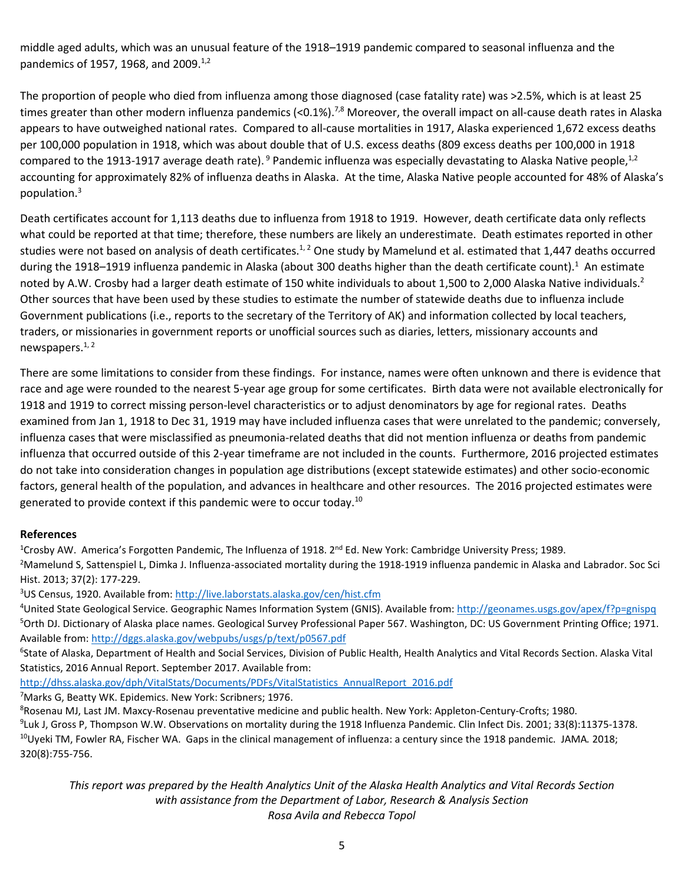middle aged adults, which was an unusual feature of the 1918–1919 pandemic compared to seasonal influenza and the pandemics of 1957, 1968, and 2009.[1,2]

The proportion of people who died from influenza among those diagnosed (case fatality rate) was >2.5%, which is at least 25 times greater than other modern influenza pandemics (<0.1%).[7,8] Moreover, the overall impact on all-cause death rates in Alaska appears to have outweighed national rates. Compared to all-cause mortalities in 1917, Alaska experienced 1,672 excess deaths per 100,000 population in 1918, which was about double that of U.S. excess deaths (809 excess deaths per 100,000 in 1918 compared to the 1913-1917 average death rate).[9] Pandemic influenza was especially devastating to Alaska Native people,[1,2] accounting for approximately 82% of influenza deaths in Alaska. At the time, Alaska Native people accounted for 48% of Alaska's population.[3]

Death certificates account for 1,113 deaths due to influenza from 1918 to 1919. However, death certificate data only reflects what could be reported at that time; therefore, these numbers are likely an underestimate. Death estimates reported in other studies were not based on analysis of death certificates.[1,2] One study by Mamelund et al. estimated that 1,447 deaths occurred during the 1918–1919 influenza pandemic in Alaska (about 300 deaths higher than the death certificate count).[1] An estimate noted by A.W. Crosby had a larger death estimate of 150 white individuals to about 1,500 to 2,000 Alaska Native individuals.[2] Other sources that have been used by these studies to estimate the number of statewide deaths due to influenza include Government publications (i.e., reports to the secretary of the Territory of AK) and information collected by local teachers, traders, or missionaries in government reports or unofficial sources such as diaries, letters, missionary accounts and newspapers.[1,2]

There are some limitations to consider from these findings. For instance, names were often unknown and there is evidence that race and age were rounded to the nearest 5-year age group for some certificates. Birth data were not available electronically for 1918 and 1919 to correct missing person-level characteristics or to adjust denominators by age for regional rates. Deaths examined from Jan 1, 1918 to Dec 31, 1919 may have included influenza cases that were unrelated to the pandemic; conversely, influenza cases that were misclassified as pneumonia-related deaths that did not mention influenza or deaths from pandemic influenza that occurred outside of this 2-year timeframe are not included in the counts. Furthermore, 2016 projected estimates do not take into consideration changes in population age distributions (except statewide estimates) and other socio-economic factors, general health of the population, and advances in healthcare and other resources. The 2016 projected estimates were generated to provide context if this pandemic were to occur today.[10]

**References**

[1] Crosby AW. America's Forgotten Pandemic, The Influenza of 1918. 2nd Ed. New York: Cambridge University Press; 1989.
[2] Mamelund S, Sattenspiel L, Dimka J. Influenza-associated mortality during the 1918-1919 influenza pandemic in Alaska and Labrador. Soc Sci Hist. 2013; 37(2): 177-229.
[3] US Census, 1920. Available from: http://live.laborstats.alaska.gov/cen/hist.cfm
[4] United State Geological Service. Geographic Names Information System (GNIS). Available from: http://geonames.usgs.gov/apex/f?p=gnispq
[5] Orth DJ. Dictionary of Alaska place names. Geological Survey Professional Paper 567. Washington, DC: US Government Printing Office; 1971. Available from: http://dggs.alaska.gov/webpubs/usgs/p/text/p0567.pdf
[6] State of Alaska, Department of Health and Social Services, Division of Public Health, Health Analytics and Vital Records Section. Alaska Vital Statistics, 2016 Annual Report. September 2017. Available from: http://dhss.alaska.gov/dph/VitalStats/Documents/PDFs/VitalStatistics_AnnualReport_2016.pdf
[7] Marks G, Beatty WK. Epidemics. New York: Scribners; 1976.
[8] Rosenau MJ, Last JM. Maxcy-Rosenau preventative medicine and public health. New York: Appleton-Century-Crofts; 1980.
[9] Luk J, Gross P, Thompson W.W. Observations on mortality during the 1918 Influenza Pandemic. Clin Infect Dis. 2001; 33(8):11375-1378.
[10] Uyeki TM, Fowler RA, Fischer WA. Gaps in the clinical management of influenza: a century since the 1918 pandemic. JAMA. 2018; 320(8):755-756.

*This report was prepared by the Health Analytics Unit of the Alaska Health Analytics and Vital Records Section with assistance from the Department of Labor, Research & Analysis Section*
*Rosa Avila and Rebecca Topol*